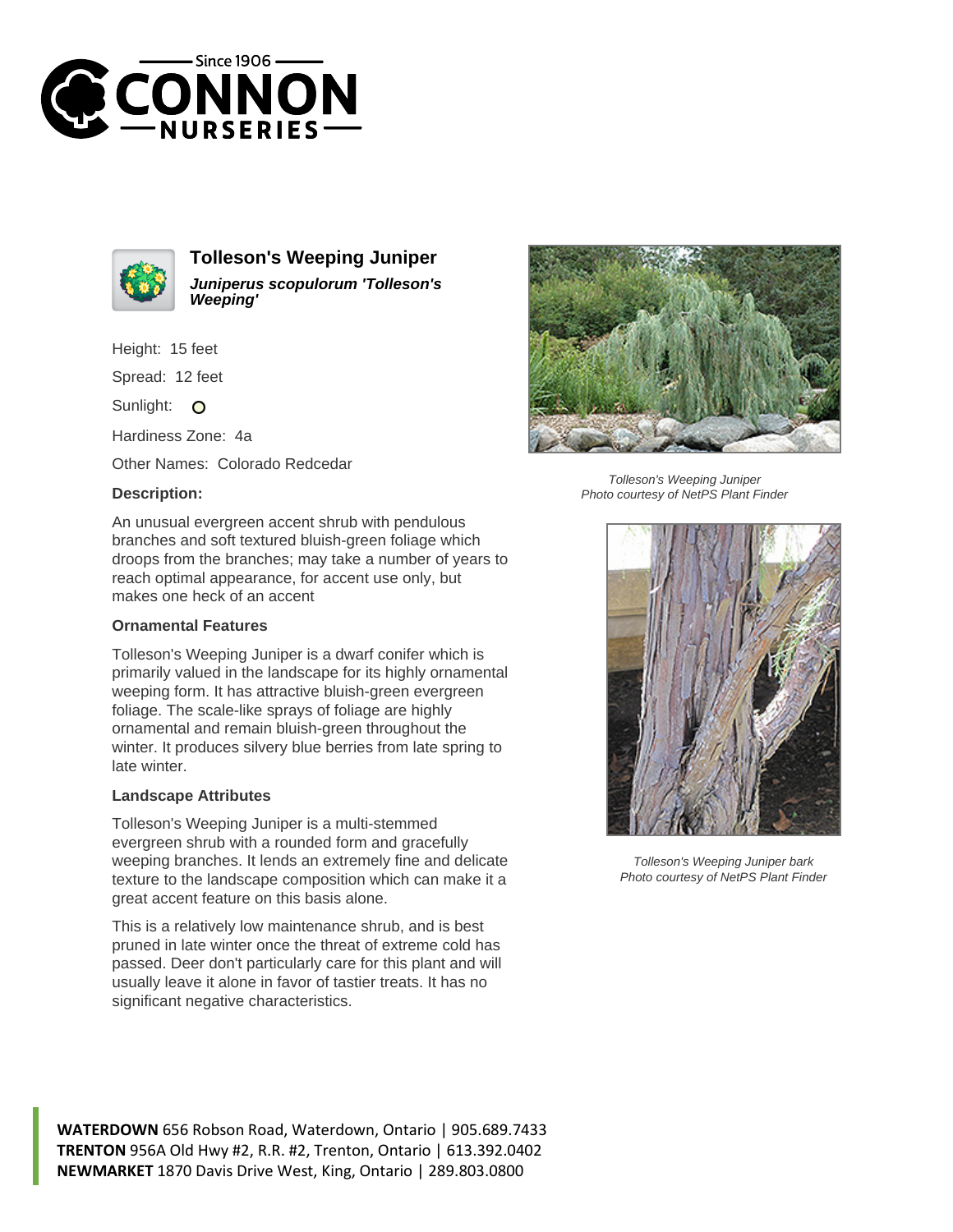# Tolleson's Weeping Juniper

***Juniperus scopulorum 'Tolleson's Weeping'***

Height: 15 feet

Spread: 12 feet

Sunlight: O

Hardiness Zone: 4a

Other Names: Colorado Redcedar

### Description:

An unusual evergreen accent shrub with pendulous branches and soft textured bluish-green foliage which droops from the branches; may take a number of years to reach optimal appearance, for accent use only, but makes one heck of an accent

### Ornamental Features

Tolleson's Weeping Juniper is a dwarf conifer which is primarily valued in the landscape for its highly ornamental weeping form. It has attractive bluish-green evergreen foliage. The scale-like sprays of foliage are highly ornamental and remain bluish-green throughout the winter. It produces silvery blue berries from late spring to late winter.

### Landscape Attributes

Tolleson's Weeping Juniper is a multi-stemmed evergreen shrub with a rounded form and gracefully weeping branches. It lends an extremely fine and delicate texture to the landscape composition which can make it a great accent feature on this basis alone.

This is a relatively low maintenance shrub, and is best pruned in late winter once the threat of extreme cold has passed. Deer don't particularly care for this plant and will usually leave it alone in favor of tastier treats. It has no significant negative characteristics.

*Tolleson's Weeping Juniper*
*Photo courtesy of NetPS Plant Finder*

*Tolleson's Weeping Juniper bark*
*Photo courtesy of NetPS Plant Finder*

**WATERDOWN** 656 Robson Road, Waterdown, Ontario | 905.689.7433
**TRENTON** 956A Old Hwy #2, R.R. #2, Trenton, Ontario | 613.392.0402
**NEWMARKET** 1870 Davis Drive West, King, Ontario | 289.803.0800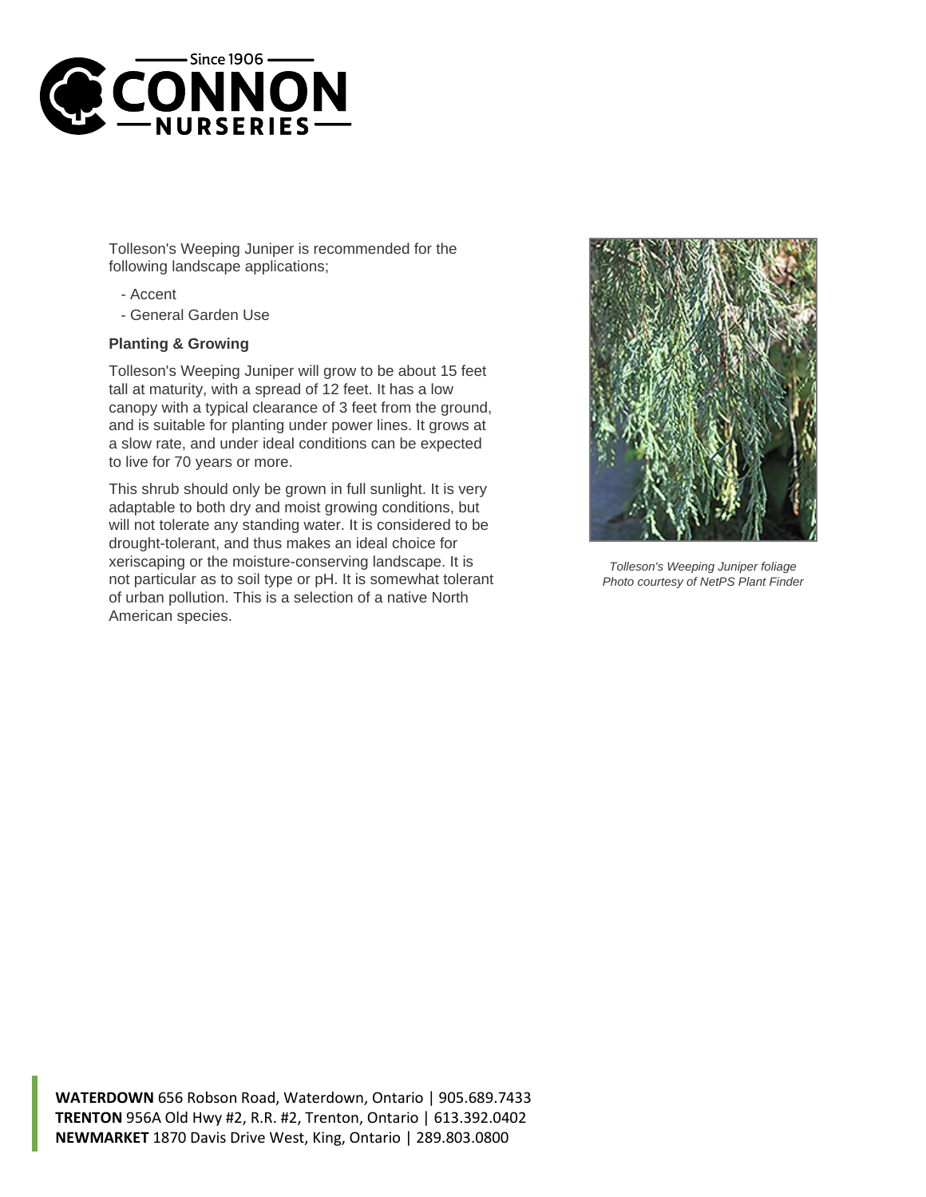Tolleson's Weeping Juniper is recommended for the following landscape applications;

- Accent
- General Garden Use

**Planting & Growing**

Tolleson's Weeping Juniper will grow to be about 15 feet tall at maturity, with a spread of 12 feet. It has a low canopy with a typical clearance of 3 feet from the ground, and is suitable for planting under power lines. It grows at a slow rate, and under ideal conditions can be expected to live for 70 years or more.

This shrub should only be grown in full sunlight. It is very adaptable to both dry and moist growing conditions, but will not tolerate any standing water. It is considered to be drought-tolerant, and thus makes an ideal choice for xeriscaping or the moisture-conserving landscape. It is not particular as to soil type or pH. It is somewhat tolerant of urban pollution. This is a selection of a native North American species.

*Tolleson's Weeping Juniper foliage*
*Photo courtesy of NetPS Plant Finder*

**WATERDOWN** 656 Robson Road, Waterdown, Ontario | 905.689.7433
**TRENTON** 956A Old Hwy #2, R.R. #2, Trenton, Ontario | 613.392.0402
**NEWMARKET** 1870 Davis Drive West, King, Ontario | 289.803.0800